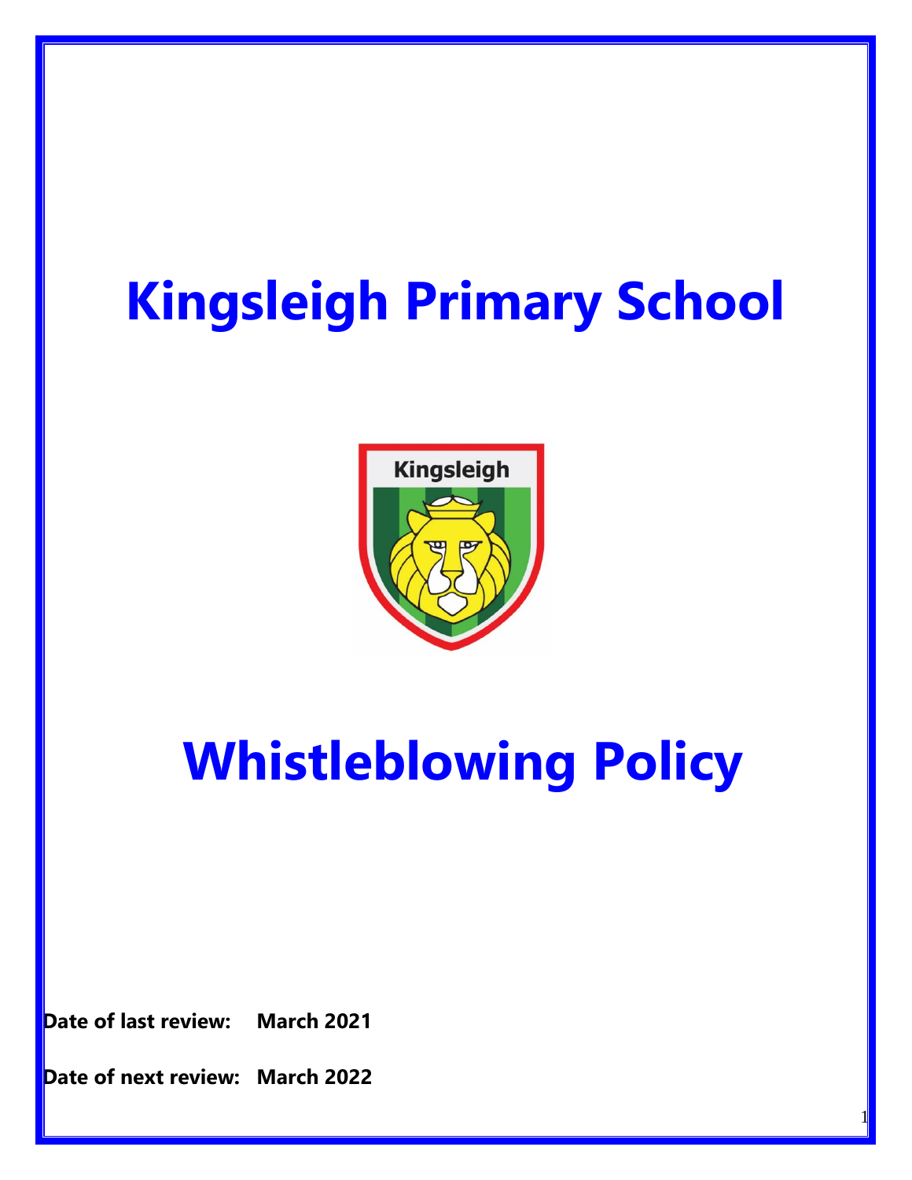# Kingsleigh Primary School

# Whistleblowing Policy

**Date of last review: March 2021**

**Date of next review: March 2022**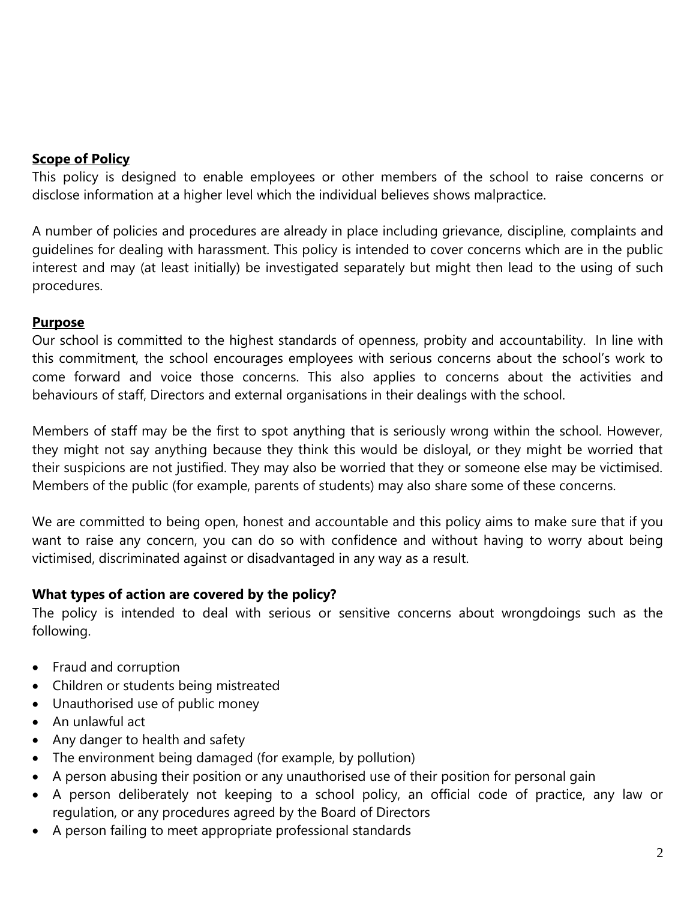**Scope of Policy**

This policy is designed to enable employees or other members of the school to raise concerns or disclose information at a higher level which the individual believes shows malpractice.

A number of policies and procedures are already in place including grievance, discipline, complaints and guidelines for dealing with harassment. This policy is intended to cover concerns which are in the public interest and may (at least initially) be investigated separately but might then lead to the using of such procedures.

**Purpose**

Our school is committed to the highest standards of openness, probity and accountability. In line with this commitment, the school encourages employees with serious concerns about the school's work to come forward and voice those concerns. This also applies to concerns about the activities and behaviours of staff, Directors and external organisations in their dealings with the school.

Members of staff may be the first to spot anything that is seriously wrong within the school. However, they might not say anything because they think this would be disloyal, or they might be worried that their suspicions are not justified. They may also be worried that they or someone else may be victimised. Members of the public (for example, parents of students) may also share some of these concerns.

We are committed to being open, honest and accountable and this policy aims to make sure that if you want to raise any concern, you can do so with confidence and without having to worry about being victimised, discriminated against or disadvantaged in any way as a result.

**What types of action are covered by the policy?**

The policy is intended to deal with serious or sensitive concerns about wrongdoings such as the following.

- Fraud and corruption
- Children or students being mistreated
- Unauthorised use of public money
- An unlawful act
- Any danger to health and safety
- The environment being damaged (for example, by pollution)
- A person abusing their position or any unauthorised use of their position for personal gain
- A person deliberately not keeping to a school policy, an official code of practice, any law or regulation, or any procedures agreed by the Board of Directors
- A person failing to meet appropriate professional standards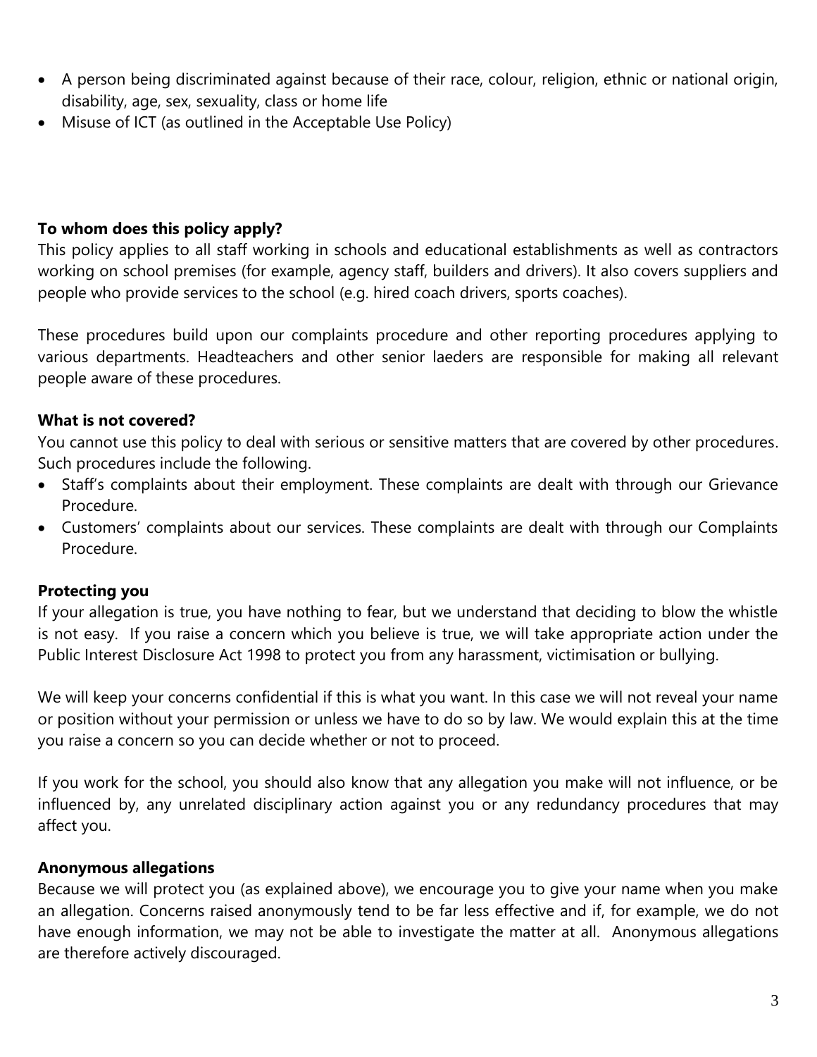- A person being discriminated against because of their race, colour, religion, ethnic or national origin, disability, age, sex, sexuality, class or home life
- Misuse of ICT (as outlined in the Acceptable Use Policy)

**To whom does this policy apply?**

This policy applies to all staff working in schools and educational establishments as well as contractors working on school premises (for example, agency staff, builders and drivers). It also covers suppliers and people who provide services to the school (e.g. hired coach drivers, sports coaches).

These procedures build upon our complaints procedure and other reporting procedures applying to various departments. Headteachers and other senior laeders are responsible for making all relevant people aware of these procedures.

**What is not covered?**

You cannot use this policy to deal with serious or sensitive matters that are covered by other procedures. Such procedures include the following.

- Staff's complaints about their employment. These complaints are dealt with through our Grievance Procedure.
- Customers' complaints about our services. These complaints are dealt with through our Complaints Procedure.

**Protecting you**

If your allegation is true, you have nothing to fear, but we understand that deciding to blow the whistle is not easy. If you raise a concern which you believe is true, we will take appropriate action under the Public Interest Disclosure Act 1998 to protect you from any harassment, victimisation or bullying.

We will keep your concerns confidential if this is what you want. In this case we will not reveal your name or position without your permission or unless we have to do so by law. We would explain this at the time you raise a concern so you can decide whether or not to proceed.

If you work for the school, you should also know that any allegation you make will not influence, or be influenced by, any unrelated disciplinary action against you or any redundancy procedures that may affect you.

**Anonymous allegations**

Because we will protect you (as explained above), we encourage you to give your name when you make an allegation. Concerns raised anonymously tend to be far less effective and if, for example, we do not have enough information, we may not be able to investigate the matter at all. Anonymous allegations are therefore actively discouraged.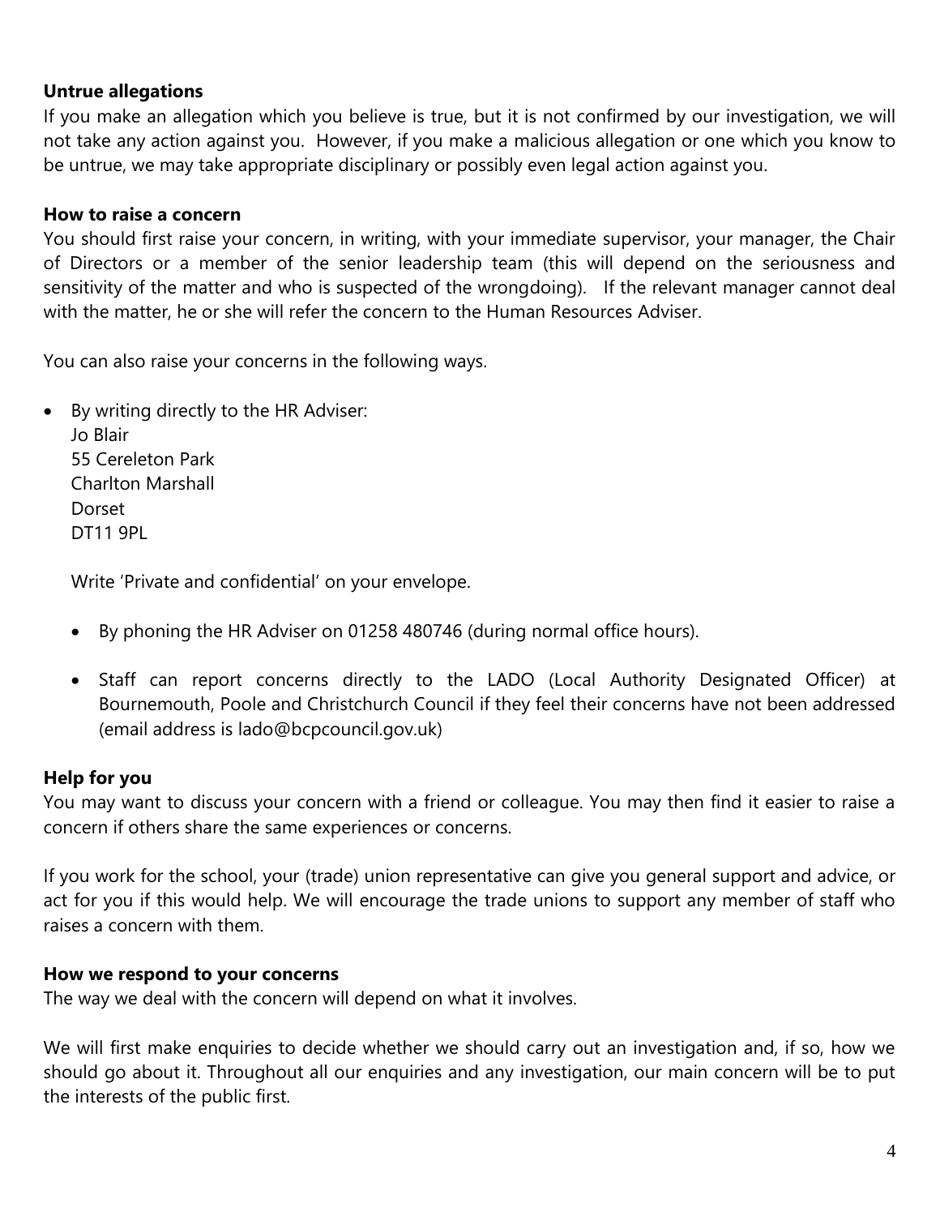**Untrue allegations**

If you make an allegation which you believe is true, but it is not confirmed by our investigation, we will not take any action against you. However, if you make a malicious allegation or one which you know to be untrue, we may take appropriate disciplinary or possibly even legal action against you.

**How to raise a concern**

You should first raise your concern, in writing, with your immediate supervisor, your manager, the Chair of Directors or a member of the senior leadership team (this will depend on the seriousness and sensitivity of the matter and who is suspected of the wrongdoing). If the relevant manager cannot deal with the matter, he or she will refer the concern to the Human Resources Adviser.

You can also raise your concerns in the following ways.

- By writing directly to the HR Adviser:
  Jo Blair
  55 Cereleton Park
  Charlton Marshall
  Dorset
  DT11 9PL

  Write 'Private and confidential' on your envelope.

- By phoning the HR Adviser on 01258 480746 (during normal office hours).

- Staff can report concerns directly to the LADO (Local Authority Designated Officer) at Bournemouth, Poole and Christchurch Council if they feel their concerns have not been addressed (email address is lado@bcpcouncil.gov.uk)

**Help for you**

You may want to discuss your concern with a friend or colleague. You may then find it easier to raise a concern if others share the same experiences or concerns.

If you work for the school, your (trade) union representative can give you general support and advice, or act for you if this would help. We will encourage the trade unions to support any member of staff who raises a concern with them.

**How we respond to your concerns**

The way we deal with the concern will depend on what it involves.

We will first make enquiries to decide whether we should carry out an investigation and, if so, how we should go about it. Throughout all our enquiries and any investigation, our main concern will be to put the interests of the public first.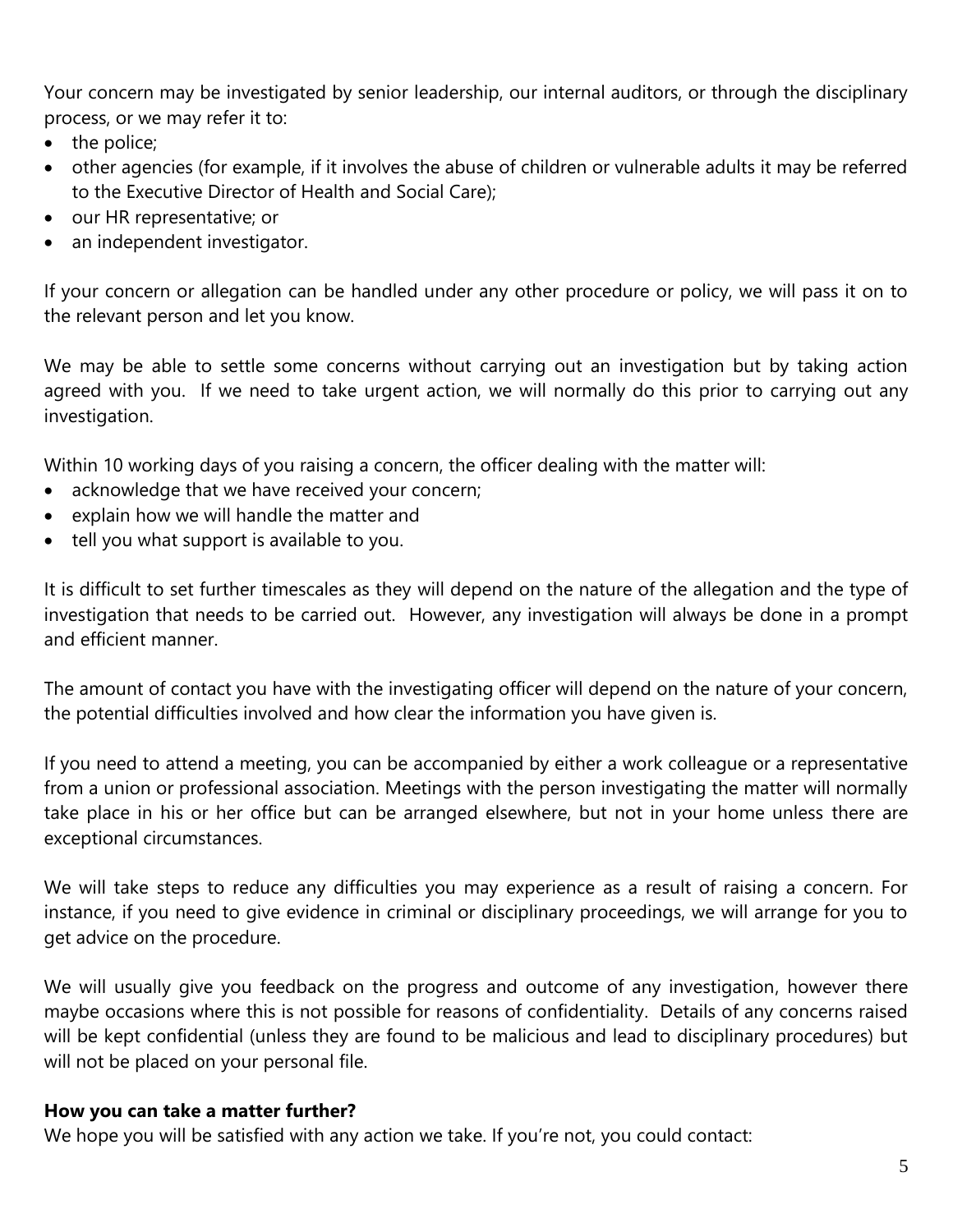Your concern may be investigated by senior leadership, our internal auditors, or through the disciplinary process, or we may refer it to:

- the police;
- other agencies (for example, if it involves the abuse of children or vulnerable adults it may be referred to the Executive Director of Health and Social Care);
- our HR representative; or
- an independent investigator.

If your concern or allegation can be handled under any other procedure or policy, we will pass it on to the relevant person and let you know.

We may be able to settle some concerns without carrying out an investigation but by taking action agreed with you. If we need to take urgent action, we will normally do this prior to carrying out any investigation.

Within 10 working days of you raising a concern, the officer dealing with the matter will:

- acknowledge that we have received your concern;
- explain how we will handle the matter and
- tell you what support is available to you.

It is difficult to set further timescales as they will depend on the nature of the allegation and the type of investigation that needs to be carried out. However, any investigation will always be done in a prompt and efficient manner.

The amount of contact you have with the investigating officer will depend on the nature of your concern, the potential difficulties involved and how clear the information you have given is.

If you need to attend a meeting, you can be accompanied by either a work colleague or a representative from a union or professional association. Meetings with the person investigating the matter will normally take place in his or her office but can be arranged elsewhere, but not in your home unless there are exceptional circumstances.

We will take steps to reduce any difficulties you may experience as a result of raising a concern. For instance, if you need to give evidence in criminal or disciplinary proceedings, we will arrange for you to get advice on the procedure.

We will usually give you feedback on the progress and outcome of any investigation, however there maybe occasions where this is not possible for reasons of confidentiality. Details of any concerns raised will be kept confidential (unless they are found to be malicious and lead to disciplinary procedures) but will not be placed on your personal file.

**How you can take a matter further?**

We hope you will be satisfied with any action we take. If you're not, you could contact: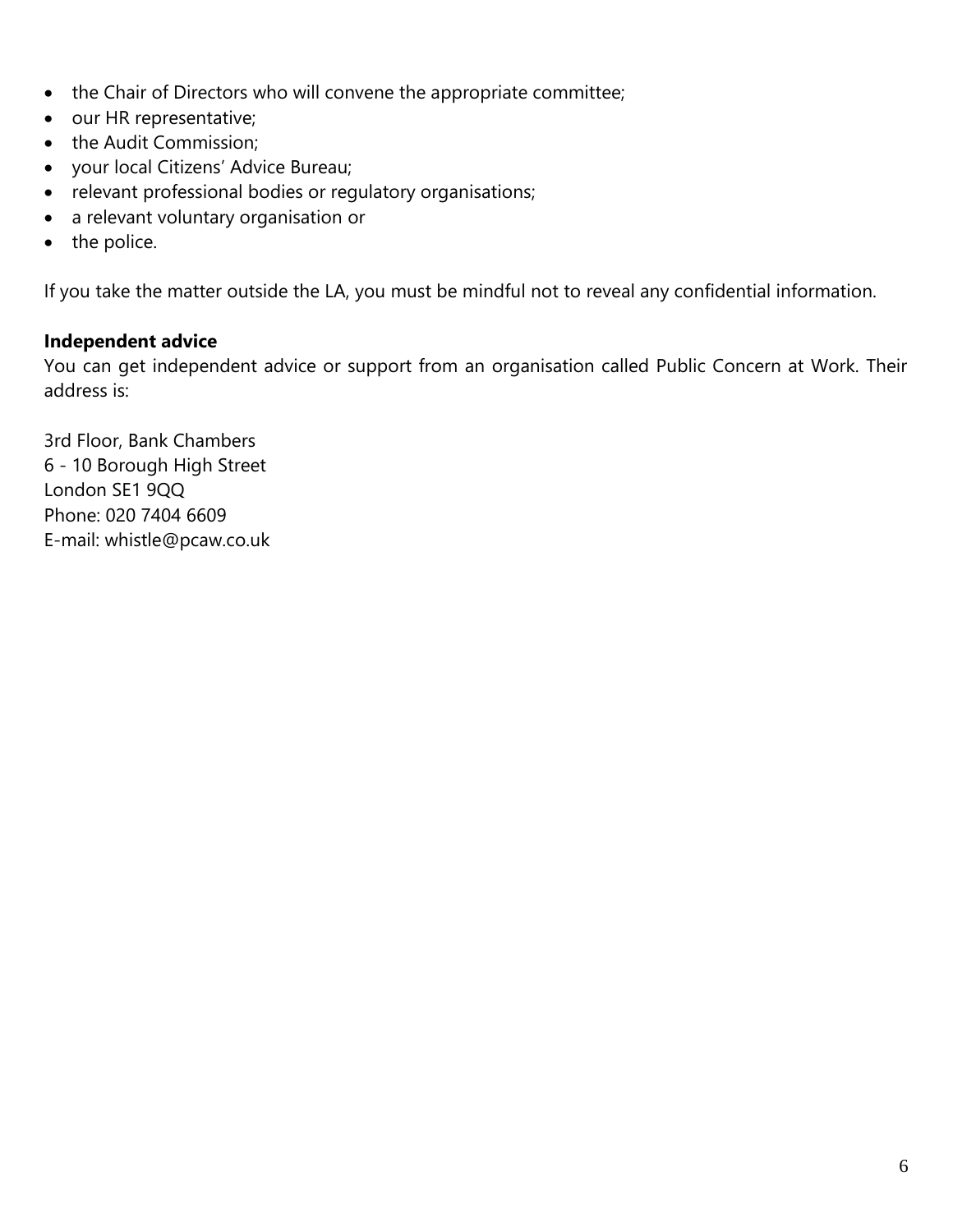- the Chair of Directors who will convene the appropriate committee;
- our HR representative;
- the Audit Commission;
- your local Citizens' Advice Bureau;
- relevant professional bodies or regulatory organisations;
- a relevant voluntary organisation or
- the police.

If you take the matter outside the LA, you must be mindful not to reveal any confidential information.

**Independent advice**

You can get independent advice or support from an organisation called Public Concern at Work. Their address is:

3rd Floor, Bank Chambers
6 - 10 Borough High Street
London SE1 9QQ
Phone: 020 7404 6609
E-mail: whistle@pcaw.co.uk